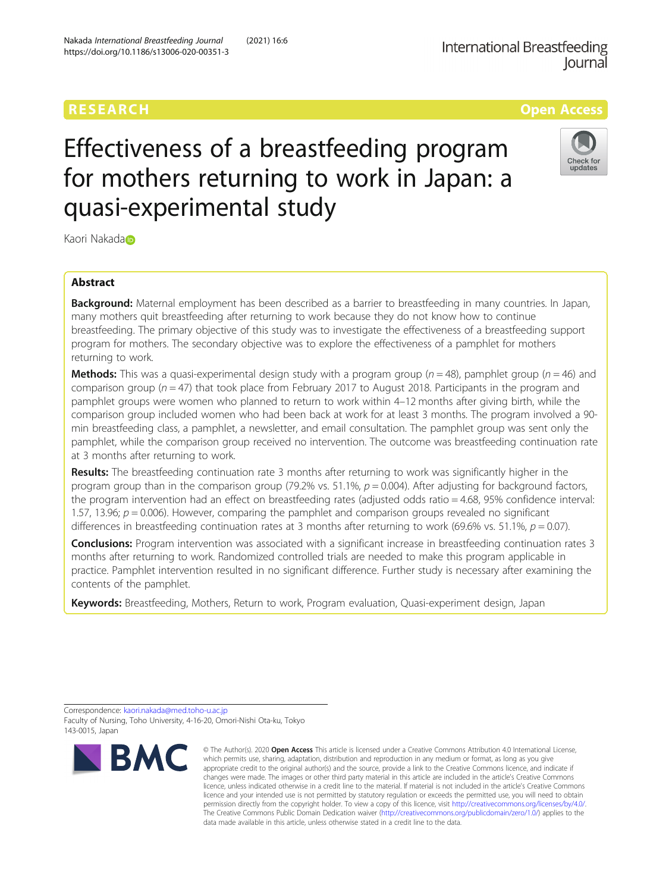RESEARCH

Open Access

# Effectiveness of a breastfeeding program for mothers returning to work in Japan: a quasi-experimental study

Kaori Nakada

## Abstract

**Background:** Maternal employment has been described as a barrier to breastfeeding in many countries. In Japan, many mothers quit breastfeeding after returning to work because they do not know how to continue breastfeeding. The primary objective of this study was to investigate the effectiveness of a breastfeeding support program for mothers. The secondary objective was to explore the effectiveness of a pamphlet for mothers returning to work.

**Methods:** This was a quasi-experimental design study with a program group ($n = 48$), pamphlet group ($n = 46$) and comparison group ($n = 47$) that took place from February 2017 to August 2018. Participants in the program and pamphlet groups were women who planned to return to work within 4–12 months after giving birth, while the comparison group included women who had been back at work for at least 3 months. The program involved a 90-min breastfeeding class, a pamphlet, a newsletter, and email consultation. The pamphlet group was sent only the pamphlet, while the comparison group received no intervention. The outcome was breastfeeding continuation rate at 3 months after returning to work.

**Results:** The breastfeeding continuation rate 3 months after returning to work was significantly higher in the program group than in the comparison group (79.2% vs. 51.1%, $p = 0.004$). After adjusting for background factors, the program intervention had an effect on breastfeeding rates (adjusted odds ratio = 4.68, 95% confidence interval: 1.57, 13.96; $p = 0.006$). However, comparing the pamphlet and comparison groups revealed no significant differences in breastfeeding continuation rates at 3 months after returning to work (69.6% vs. 51.1%, $p = 0.07$).

**Conclusions:** Program intervention was associated with a significant increase in breastfeeding continuation rates 3 months after returning to work. Randomized controlled trials are needed to make this program applicable in practice. Pamphlet intervention resulted in no significant difference. Further study is necessary after examining the contents of the pamphlet.

**Keywords:** Breastfeeding, Mothers, Return to work, Program evaluation, Quasi-experiment design, Japan

Correspondence: kaori.nakada@med.toho-u.ac.jp
Faculty of Nursing, Toho University, 4-16-20, Omori-Nishi Ota-ku, Tokyo 143-0015, Japan

© The Author(s). 2020 **Open Access** This article is licensed under a Creative Commons Attribution 4.0 International License, which permits use, sharing, adaptation, distribution and reproduction in any medium or format, as long as you give appropriate credit to the original author(s) and the source, provide a link to the Creative Commons licence, and indicate if changes were made. The images or other third party material in this article are included in the article's Creative Commons licence, unless indicated otherwise in a credit line to the material. If material is not included in the article's Creative Commons licence and your intended use is not permitted by statutory regulation or exceeds the permitted use, you will need to obtain permission directly from the copyright holder. To view a copy of this licence, visit http://creativecommons.org/licenses/by/4.0/. The Creative Commons Public Domain Dedication waiver (http://creativecommons.org/publicdomain/zero/1.0/) applies to the data made available in this article, unless otherwise stated in a credit line to the data.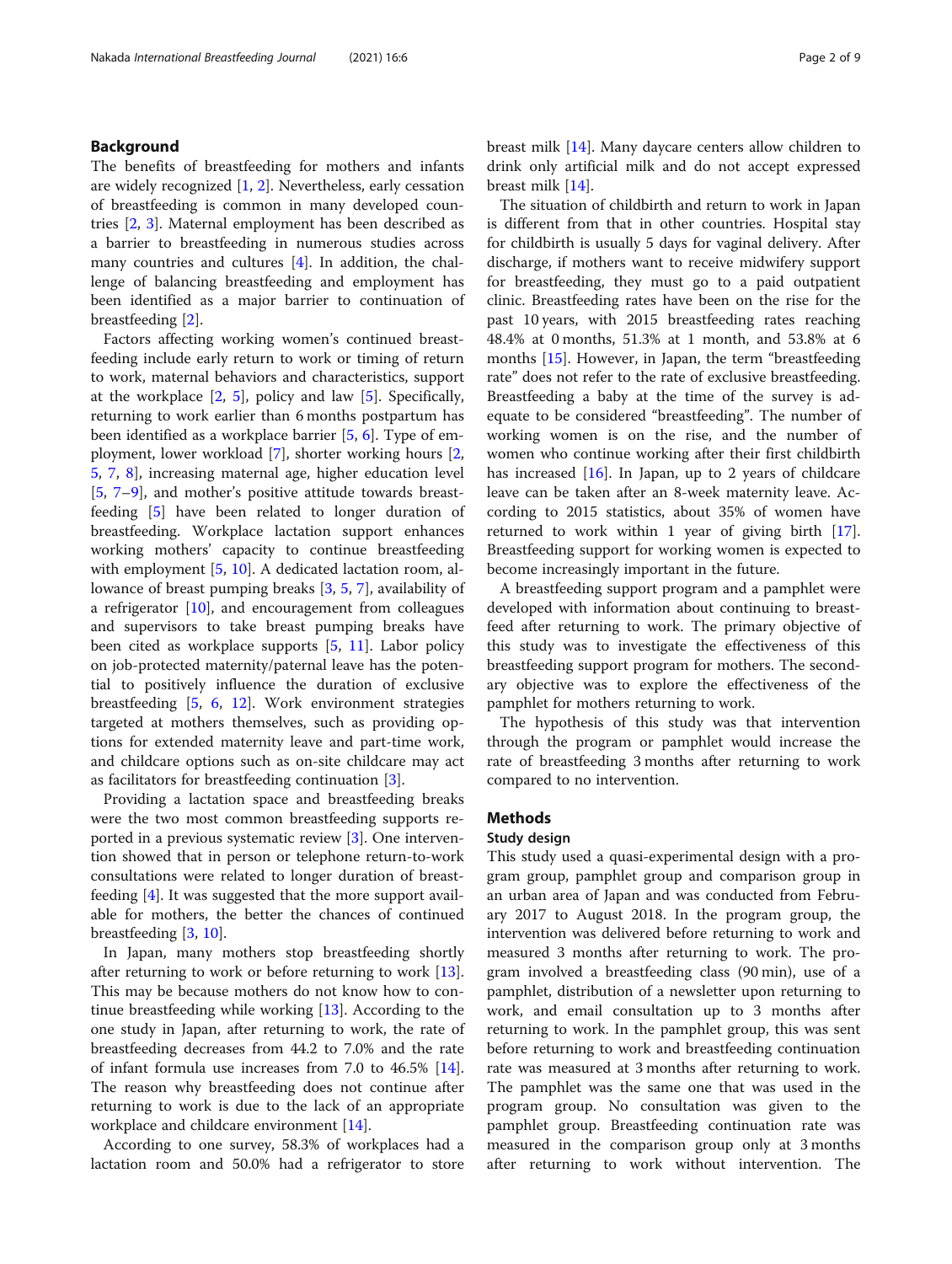## Background

The benefits of breastfeeding for mothers and infants are widely recognized [1, 2]. Nevertheless, early cessation of breastfeeding is common in many developed countries [2, 3]. Maternal employment has been described as a barrier to breastfeeding in numerous studies across many countries and cultures [4]. In addition, the challenge of balancing breastfeeding and employment has been identified as a major barrier to continuation of breastfeeding [2].

Factors affecting working women's continued breastfeeding include early return to work or timing of return to work, maternal behaviors and characteristics, support at the workplace [2, 5], policy and law [5]. Specifically, returning to work earlier than 6 months postpartum has been identified as a workplace barrier [5, 6]. Type of employment, lower workload [7], shorter working hours [2, 5, 7, 8], increasing maternal age, higher education level [5, 7–9], and mother's positive attitude towards breastfeeding [5] have been related to longer duration of breastfeeding. Workplace lactation support enhances working mothers' capacity to continue breastfeeding with employment [5, 10]. A dedicated lactation room, allowance of breast pumping breaks [3, 5, 7], availability of a refrigerator [10], and encouragement from colleagues and supervisors to take breast pumping breaks have been cited as workplace supports [5, 11]. Labor policy on job-protected maternity/paternal leave has the potential to positively influence the duration of exclusive breastfeeding [5, 6, 12]. Work environment strategies targeted at mothers themselves, such as providing options for extended maternity leave and part-time work, and childcare options such as on-site childcare may act as facilitators for breastfeeding continuation [3].

Providing a lactation space and breastfeeding breaks were the two most common breastfeeding supports reported in a previous systematic review [3]. One intervention showed that in person or telephone return-to-work consultations were related to longer duration of breastfeeding [4]. It was suggested that the more support available for mothers, the better the chances of continued breastfeeding [3, 10].

In Japan, many mothers stop breastfeeding shortly after returning to work or before returning to work [13]. This may be because mothers do not know how to continue breastfeeding while working [13]. According to the one study in Japan, after returning to work, the rate of breastfeeding decreases from 44.2 to 7.0% and the rate of infant formula use increases from 7.0 to 46.5% [14]. The reason why breastfeeding does not continue after returning to work is due to the lack of an appropriate workplace and childcare environment [14].

According to one survey, 58.3% of workplaces had a lactation room and 50.0% had a refrigerator to store breast milk [14]. Many daycare centers allow children to drink only artificial milk and do not accept expressed breast milk [14].

The situation of childbirth and return to work in Japan is different from that in other countries. Hospital stay for childbirth is usually 5 days for vaginal delivery. After discharge, if mothers want to receive midwifery support for breastfeeding, they must go to a paid outpatient clinic. Breastfeeding rates have been on the rise for the past 10 years, with 2015 breastfeeding rates reaching 48.4% at 0 months, 51.3% at 1 month, and 53.8% at 6 months [15]. However, in Japan, the term "breastfeeding rate" does not refer to the rate of exclusive breastfeeding. Breastfeeding a baby at the time of the survey is adequate to be considered "breastfeeding". The number of working women is on the rise, and the number of women who continue working after their first childbirth has increased [16]. In Japan, up to 2 years of childcare leave can be taken after an 8-week maternity leave. According to 2015 statistics, about 35% of women have returned to work within 1 year of giving birth [17]. Breastfeeding support for working women is expected to become increasingly important in the future.

A breastfeeding support program and a pamphlet were developed with information about continuing to breastfeed after returning to work. The primary objective of this study was to investigate the effectiveness of this breastfeeding support program for mothers. The secondary objective was to explore the effectiveness of the pamphlet for mothers returning to work.

The hypothesis of this study was that intervention through the program or pamphlet would increase the rate of breastfeeding 3 months after returning to work compared to no intervention.

## Methods

### Study design

This study used a quasi-experimental design with a program group, pamphlet group and comparison group in an urban area of Japan and was conducted from February 2017 to August 2018. In the program group, the intervention was delivered before returning to work and measured 3 months after returning to work. The program involved a breastfeeding class (90 min), use of a pamphlet, distribution of a newsletter upon returning to work, and email consultation up to 3 months after returning to work. In the pamphlet group, this was sent before returning to work and breastfeeding continuation rate was measured at 3 months after returning to work. The pamphlet was the same one that was used in the program group. No consultation was given to the pamphlet group. Breastfeeding continuation rate was measured in the comparison group only at 3 months after returning to work without intervention. The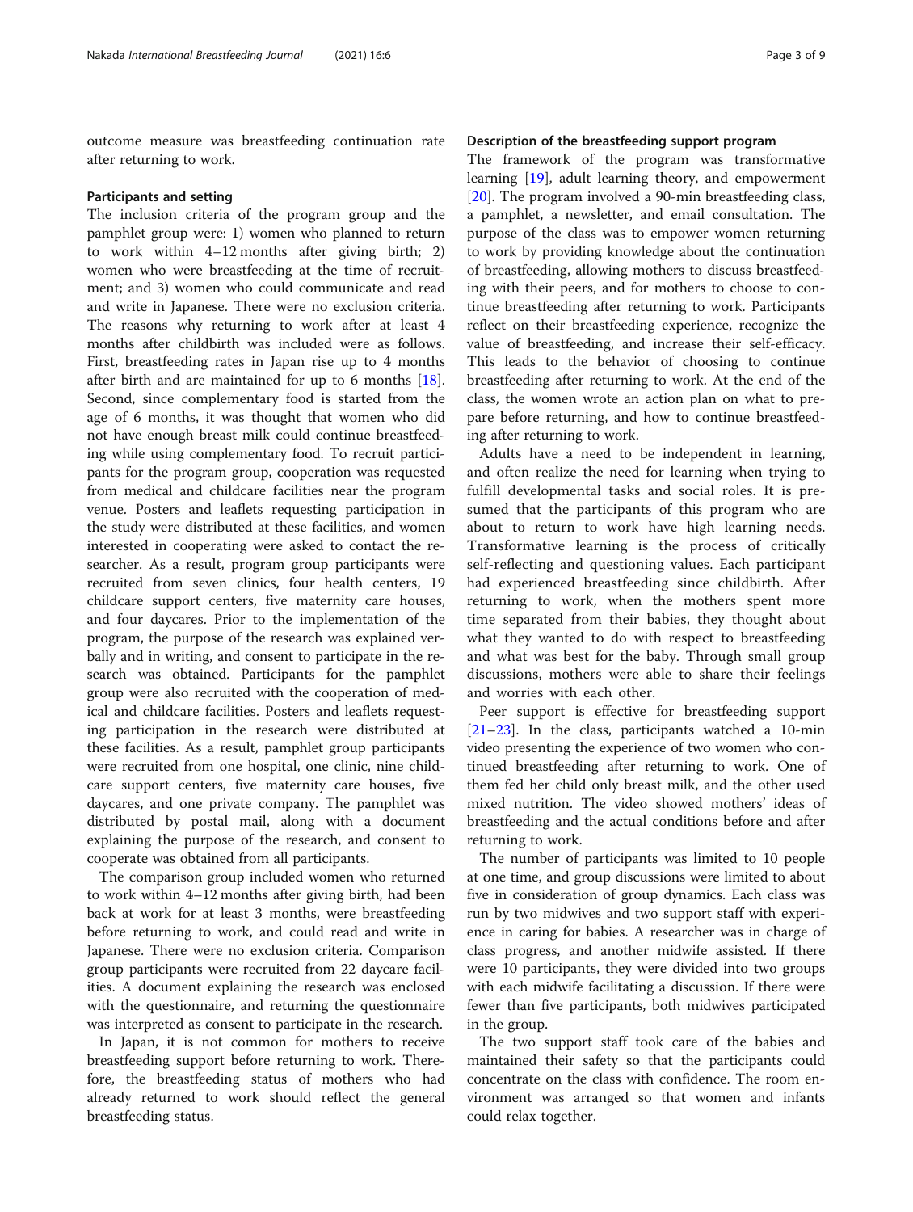outcome measure was breastfeeding continuation rate after returning to work.

### Participants and setting

The inclusion criteria of the program group and the pamphlet group were: 1) women who planned to return to work within 4–12 months after giving birth; 2) women who were breastfeeding at the time of recruitment; and 3) women who could communicate and read and write in Japanese. There were no exclusion criteria. The reasons why returning to work after at least 4 months after childbirth was included were as follows. First, breastfeeding rates in Japan rise up to 4 months after birth and are maintained for up to 6 months [18]. Second, since complementary food is started from the age of 6 months, it was thought that women who did not have enough breast milk could continue breastfeeding while using complementary food. To recruit participants for the program group, cooperation was requested from medical and childcare facilities near the program venue. Posters and leaflets requesting participation in the study were distributed at these facilities, and women interested in cooperating were asked to contact the researcher. As a result, program group participants were recruited from seven clinics, four health centers, 19 childcare support centers, five maternity care houses, and four daycares. Prior to the implementation of the program, the purpose of the research was explained verbally and in writing, and consent to participate in the research was obtained. Participants for the pamphlet group were also recruited with the cooperation of medical and childcare facilities. Posters and leaflets requesting participation in the research were distributed at these facilities. As a result, pamphlet group participants were recruited from one hospital, one clinic, nine childcare support centers, five maternity care houses, five daycares, and one private company. The pamphlet was distributed by postal mail, along with a document explaining the purpose of the research, and consent to cooperate was obtained from all participants.

The comparison group included women who returned to work within 4–12 months after giving birth, had been back at work for at least 3 months, were breastfeeding before returning to work, and could read and write in Japanese. There were no exclusion criteria. Comparison group participants were recruited from 22 daycare facilities. A document explaining the research was enclosed with the questionnaire, and returning the questionnaire was interpreted as consent to participate in the research.

In Japan, it is not common for mothers to receive breastfeeding support before returning to work. Therefore, the breastfeeding status of mothers who had already returned to work should reflect the general breastfeeding status.

### Description of the breastfeeding support program

The framework of the program was transformative learning [19], adult learning theory, and empowerment [20]. The program involved a 90-min breastfeeding class, a pamphlet, a newsletter, and email consultation. The purpose of the class was to empower women returning to work by providing knowledge about the continuation of breastfeeding, allowing mothers to discuss breastfeeding with their peers, and for mothers to choose to continue breastfeeding after returning to work. Participants reflect on their breastfeeding experience, recognize the value of breastfeeding, and increase their self-efficacy. This leads to the behavior of choosing to continue breastfeeding after returning to work. At the end of the class, the women wrote an action plan on what to prepare before returning, and how to continue breastfeeding after returning to work.

Adults have a need to be independent in learning, and often realize the need for learning when trying to fulfill developmental tasks and social roles. It is presumed that the participants of this program who are about to return to work have high learning needs. Transformative learning is the process of critically self-reflecting and questioning values. Each participant had experienced breastfeeding since childbirth. After returning to work, when the mothers spent more time separated from their babies, they thought about what they wanted to do with respect to breastfeeding and what was best for the baby. Through small group discussions, mothers were able to share their feelings and worries with each other.

Peer support is effective for breastfeeding support [21–23]. In the class, participants watched a 10-min video presenting the experience of two women who continued breastfeeding after returning to work. One of them fed her child only breast milk, and the other used mixed nutrition. The video showed mothers' ideas of breastfeeding and the actual conditions before and after returning to work.

The number of participants was limited to 10 people at one time, and group discussions were limited to about five in consideration of group dynamics. Each class was run by two midwives and two support staff with experience in caring for babies. A researcher was in charge of class progress, and another midwife assisted. If there were 10 participants, they were divided into two groups with each midwife facilitating a discussion. If there were fewer than five participants, both midwives participated in the group.

The two support staff took care of the babies and maintained their safety so that the participants could concentrate on the class with confidence. The room environment was arranged so that women and infants could relax together.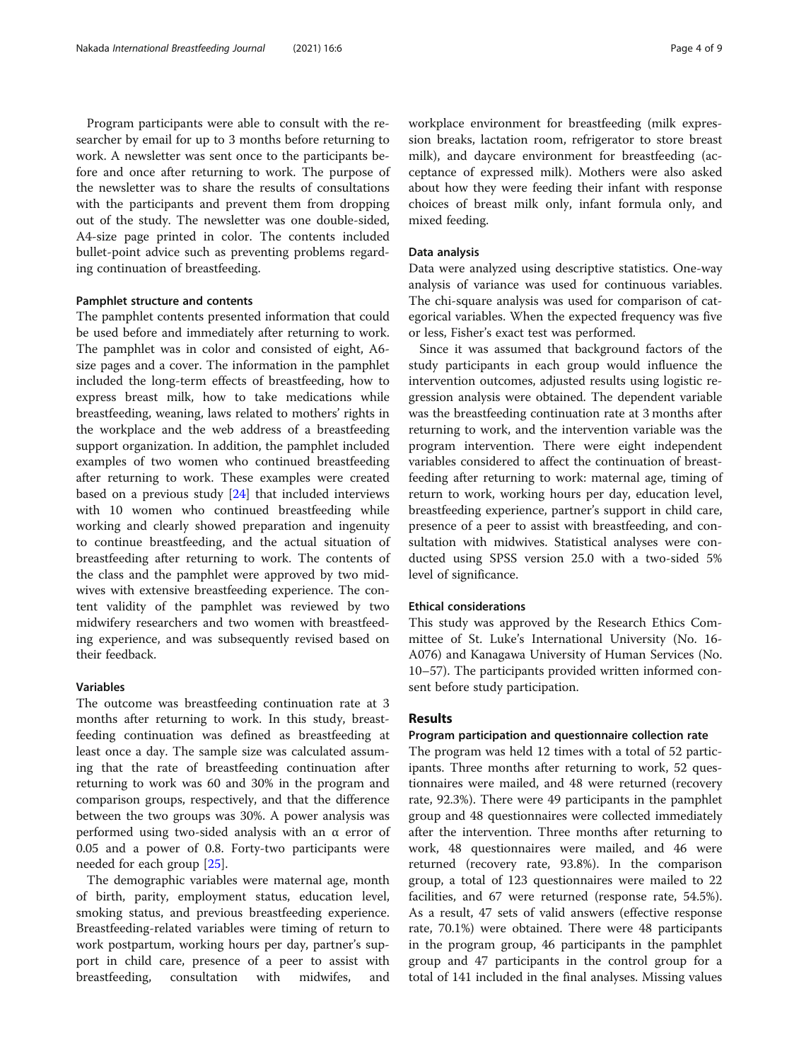Program participants were able to consult with the researcher by email for up to 3 months before returning to work. A newsletter was sent once to the participants before and once after returning to work. The purpose of the newsletter was to share the results of consultations with the participants and prevent them from dropping out of the study. The newsletter was one double-sided, A4-size page printed in color. The contents included bullet-point advice such as preventing problems regarding continuation of breastfeeding.

#### Pamphlet structure and contents

The pamphlet contents presented information that could be used before and immediately after returning to work. The pamphlet was in color and consisted of eight, A6-size pages and a cover. The information in the pamphlet included the long-term effects of breastfeeding, how to express breast milk, how to take medications while breastfeeding, weaning, laws related to mothers' rights in the workplace and the web address of a breastfeeding support organization. In addition, the pamphlet included examples of two women who continued breastfeeding after returning to work. These examples were created based on a previous study [24] that included interviews with 10 women who continued breastfeeding while working and clearly showed preparation and ingenuity to continue breastfeeding, and the actual situation of breastfeeding after returning to work. The contents of the class and the pamphlet were approved by two midwives with extensive breastfeeding experience. The content validity of the pamphlet was reviewed by two midwifery researchers and two women with breastfeeding experience, and was subsequently revised based on their feedback.

#### Variables

The outcome was breastfeeding continuation rate at 3 months after returning to work. In this study, breastfeeding continuation was defined as breastfeeding at least once a day. The sample size was calculated assuming that the rate of breastfeeding continuation after returning to work was 60 and 30% in the program and comparison groups, respectively, and that the difference between the two groups was 30%. A power analysis was performed using two-sided analysis with an α error of 0.05 and a power of 0.8. Forty-two participants were needed for each group [25].

The demographic variables were maternal age, month of birth, parity, employment status, education level, smoking status, and previous breastfeeding experience. Breastfeeding-related variables were timing of return to work postpartum, working hours per day, partner's support in child care, presence of a peer to assist with breastfeeding, consultation with midwifes, and workplace environment for breastfeeding (milk expression breaks, lactation room, refrigerator to store breast milk), and daycare environment for breastfeeding (acceptance of expressed milk). Mothers were also asked about how they were feeding their infant with response choices of breast milk only, infant formula only, and mixed feeding.

#### Data analysis

Data were analyzed using descriptive statistics. One-way analysis of variance was used for continuous variables. The chi-square analysis was used for comparison of categorical variables. When the expected frequency was five or less, Fisher's exact test was performed.

Since it was assumed that background factors of the study participants in each group would influence the intervention outcomes, adjusted results using logistic regression analysis were obtained. The dependent variable was the breastfeeding continuation rate at 3 months after returning to work, and the intervention variable was the program intervention. There were eight independent variables considered to affect the continuation of breastfeeding after returning to work: maternal age, timing of return to work, working hours per day, education level, breastfeeding experience, partner's support in child care, presence of a peer to assist with breastfeeding, and consultation with midwives. Statistical analyses were conducted using SPSS version 25.0 with a two-sided 5% level of significance.

#### Ethical considerations

This study was approved by the Research Ethics Committee of St. Luke's International University (No. 16-A076) and Kanagawa University of Human Services (No. 10–57). The participants provided written informed consent before study participation.

## Results

#### Program participation and questionnaire collection rate

The program was held 12 times with a total of 52 participants. Three months after returning to work, 52 questionnaires were mailed, and 48 were returned (recovery rate, 92.3%). There were 49 participants in the pamphlet group and 48 questionnaires were collected immediately after the intervention. Three months after returning to work, 48 questionnaires were mailed, and 46 were returned (recovery rate, 93.8%). In the comparison group, a total of 123 questionnaires were mailed to 22 facilities, and 67 were returned (response rate, 54.5%). As a result, 47 sets of valid answers (effective response rate, 70.1%) were obtained. There were 48 participants in the program group, 46 participants in the pamphlet group and 47 participants in the control group for a total of 141 included in the final analyses. Missing values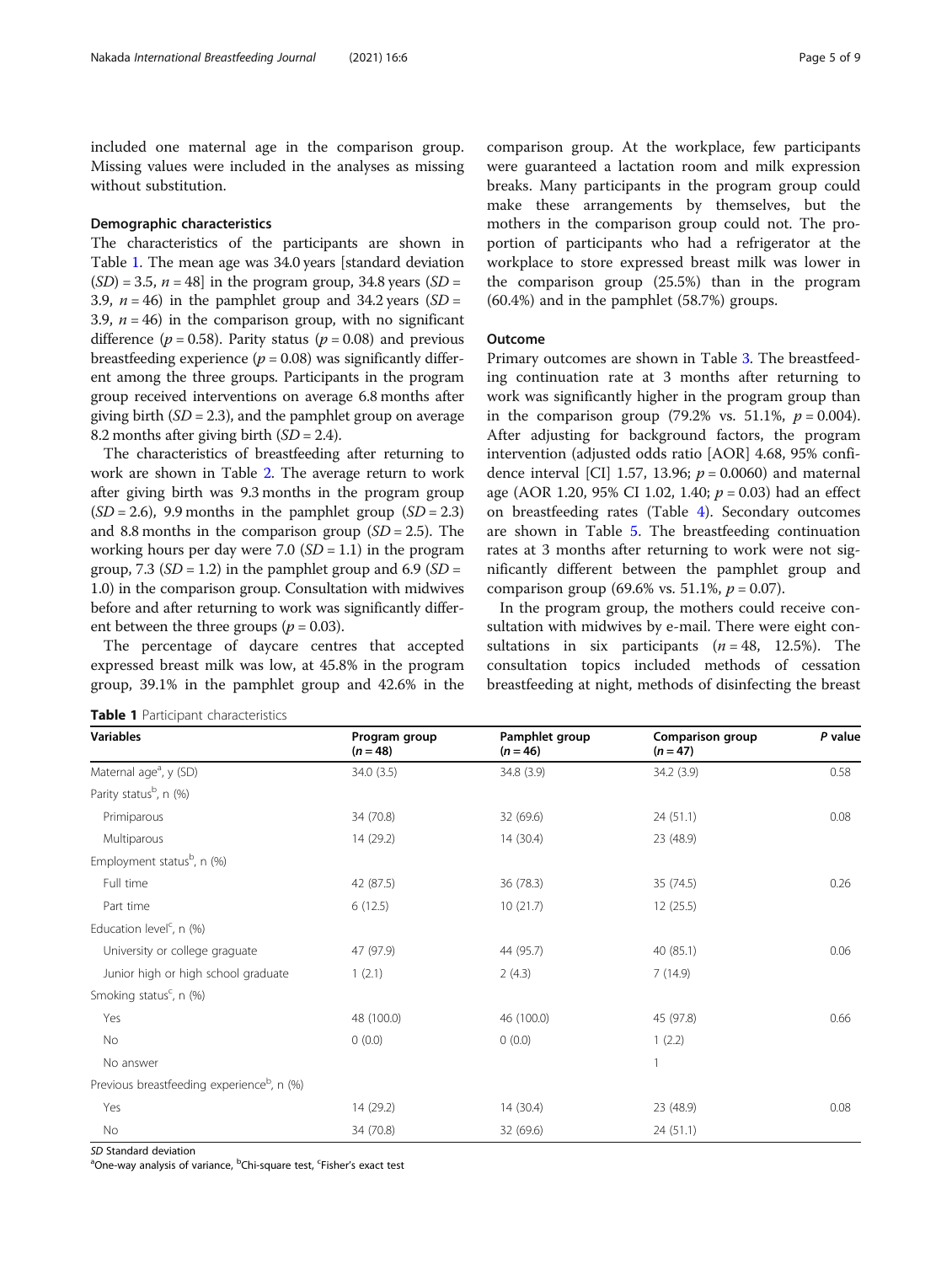included one maternal age in the comparison group. Missing values were included in the analyses as missing without substitution.

### Demographic characteristics

The characteristics of the participants are shown in Table 1. The mean age was 34.0 years [standard deviation ($SD$) = 3.5, $n = 48$] in the program group, 34.8 years ($SD$ = 3.9, $n = 46$) in the pamphlet group and 34.2 years ($SD$ = 3.9, $n = 46$) in the comparison group, with no significant difference ($p = 0.58$). Parity status ($p = 0.08$) and previous breastfeeding experience ($p = 0.08$) was significantly different among the three groups. Participants in the program group received interventions on average 6.8 months after giving birth ($SD = 2.3$), and the pamphlet group on average 8.2 months after giving birth ($SD = 2.4$).

The characteristics of breastfeeding after returning to work are shown in Table 2. The average return to work after giving birth was 9.3 months in the program group ($SD = 2.6$), 9.9 months in the pamphlet group ($SD = 2.3$) and 8.8 months in the comparison group ($SD = 2.5$). The working hours per day were 7.0 ($SD = 1.1$) in the program group, 7.3 ($SD = 1.2$) in the pamphlet group and 6.9 ($SD$ = 1.0) in the comparison group. Consultation with midwives before and after returning to work was significantly different between the three groups ($p = 0.03$).

The percentage of daycare centres that accepted expressed breast milk was low, at 45.8% in the program group, 39.1% in the pamphlet group and 42.6% in the comparison group. At the workplace, few participants were guaranteed a lactation room and milk expression breaks. Many participants in the program group could make these arrangements by themselves, but the mothers in the comparison group could not. The proportion of participants who had a refrigerator at the workplace to store expressed breast milk was lower in the comparison group (25.5%) than in the program (60.4%) and in the pamphlet (58.7%) groups.

### Outcome

Primary outcomes are shown in Table 3. The breastfeeding continuation rate at 3 months after returning to work was significantly higher in the program group than in the comparison group (79.2% vs. 51.1%, $p = 0.004$). After adjusting for background factors, the program intervention (adjusted odds ratio [AOR] 4.68, 95% confidence interval [CI] 1.57, 13.96; $p = 0.0060$) and maternal age (AOR 1.20, 95% CI 1.02, 1.40; $p = 0.03$) had an effect on breastfeeding rates (Table 4). Secondary outcomes are shown in Table 5. The breastfeeding continuation rates at 3 months after returning to work were not significantly different between the pamphlet group and comparison group (69.6% vs. 51.1%, $p = 0.07$).

In the program group, the mothers could receive consultation with midwives by e-mail. There were eight consultations in six participants ($n = 48$, 12.5%). The consultation topics included methods of cessation breastfeeding at night, methods of disinfecting the breast

**Table 1** Participant characteristics

| Variables | Program group ($n = 48$) | Pamphlet group ($n = 46$) | Comparison group ($n = 47$) | *P* value |
|---|---|---|---|---|
| Maternal age[a], y (SD) | 34.0 (3.5) | 34.8 (3.9) | 34.2 (3.9) | 0.58 |
| Parity status[b], n (%) | | | | |
| Primiparous | 34 (70.8) | 32 (69.6) | 24 (51.1) | 0.08 |
| Multiparous | 14 (29.2) | 14 (30.4) | 23 (48.9) | |
| Employment status[b], n (%) | | | | |
| Full time | 42 (87.5) | 36 (78.3) | 35 (74.5) | 0.26 |
| Part time | 6 (12.5) | 10 (21.7) | 12 (25.5) | |
| Education level[c], n (%) | | | | |
| University or college graguate | 47 (97.9) | 44 (95.7) | 40 (85.1) | 0.06 |
| Junior high or high school graduate | 1 (2.1) | 2 (4.3) | 7 (14.9) | |
| Smoking status[c], n (%) | | | | |
| Yes | 48 (100.0) | 46 (100.0) | 45 (97.8) | 0.66 |
| No | 0 (0.0) | 0 (0.0) | 1 (2.2) | |
| No answer | | | 1 | |
| Previous breastfeeding experience[b], n (%) | | | | |
| Yes | 14 (29.2) | 14 (30.4) | 23 (48.9) | 0.08 |
| No | 34 (70.8) | 32 (69.6) | 24 (51.1) | |

*SD* Standard deviation
[a]One-way analysis of variance, [b]Chi-square test, [c]Fisher's exact test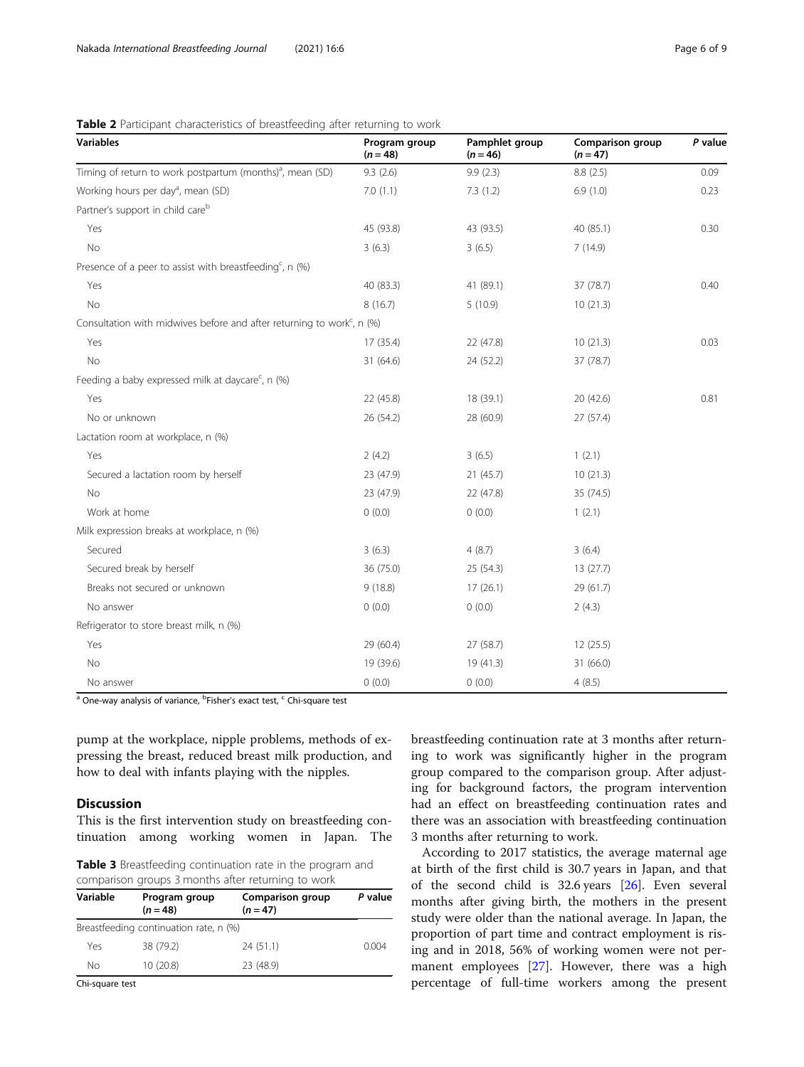**Table 2** Participant characteristics of breastfeeding after returning to work

| Variables | Program group (n = 48) | Pamphlet group (n = 46) | Comparison group (n = 47) | P value |
|---|---|---|---|---|
| Timing of return to work postpartum (months)[a], mean (SD) | 9.3 (2.6) | 9.9 (2.3) | 8.8 (2.5) | 0.09 |
| Working hours per day[a], mean (SD) | 7.0 (1.1) | 7.3 (1.2) | 6.9 (1.0) | 0.23 |
| Partner's support in child care[b] | | | | |
| Yes | 45 (93.8) | 43 (93.5) | 40 (85.1) | 0.30 |
| No | 3 (6.3) | 3 (6.5) | 7 (14.9) | |
| Presence of a peer to assist with breastfeeding[c], n (%) | | | | |
| Yes | 40 (83.3) | 41 (89.1) | 37 (78.7) | 0.40 |
| No | 8 (16.7) | 5 (10.9) | 10 (21.3) | |
| Consultation with midwives before and after returning to work[c], n (%) | | | | |
| Yes | 17 (35.4) | 22 (47.8) | 10 (21.3) | 0.03 |
| No | 31 (64.6) | 24 (52.2) | 37 (78.7) | |
| Feeding a baby expressed milk at daycare[c], n (%) | | | | |
| Yes | 22 (45.8) | 18 (39.1) | 20 (42.6) | 0.81 |
| No or unknown | 26 (54.2) | 28 (60.9) | 27 (57.4) | |
| Lactation room at workplace, n (%) | | | | |
| Yes | 2 (4.2) | 3 (6.5) | 1 (2.1) | |
| Secured a lactation room by herself | 23 (47.9) | 21 (45.7) | 10 (21.3) | |
| No | 23 (47.9) | 22 (47.8) | 35 (74.5) | |
| Work at home | 0 (0.0) | 0 (0.0) | 1 (2.1) | |
| Milk expression breaks at workplace, n (%) | | | | |
| Secured | 3 (6.3) | 4 (8.7) | 3 (6.4) | |
| Secured break by herself | 36 (75.0) | 25 (54.3) | 13 (27.7) | |
| Breaks not secured or unknown | 9 (18.8) | 17 (26.1) | 29 (61.7) | |
| No answer | 0 (0.0) | 0 (0.0) | 2 (4.3) | |
| Refrigerator to store breast milk, n (%) | | | | |
| Yes | 29 (60.4) | 27 (58.7) | 12 (25.5) | |
| No | 19 (39.6) | 19 (41.3) | 31 (66.0) | |
| No answer | 0 (0.0) | 0 (0.0) | 4 (8.5) | |

[a] One-way analysis of variance, [b]Fisher's exact test, [c] Chi-square test

pump at the workplace, nipple problems, methods of expressing the breast, reduced breast milk production, and how to deal with infants playing with the nipples.

## Discussion

This is the first intervention study on breastfeeding continuation among working women in Japan. The breastfeeding continuation rate at 3 months after returning to work was significantly higher in the program group compared to the comparison group. After adjusting for background factors, the program intervention had an effect on breastfeeding continuation rates and there was an association with breastfeeding continuation 3 months after returning to work.

**Table 3** Breastfeeding continuation rate in the program and comparison groups 3 months after returning to work

| Variable | Program group (n = 48) | Comparison group (n = 47) | P value |
|---|---|---|---|
| Breastfeeding continuation rate, n (%) | | | |
| Yes | 38 (79.2) | 24 (51.1) | 0.004 |
| No | 10 (20.8) | 23 (48.9) | |

Chi-square test

According to 2017 statistics, the average maternal age at birth of the first child is 30.7 years in Japan, and that of the second child is 32.6 years [26]. Even several months after giving birth, the mothers in the present study were older than the national average. In Japan, the proportion of part time and contract employment is rising and in 2018, 56% of working women were not permanent employees [27]. However, there was a high percentage of full-time workers among the present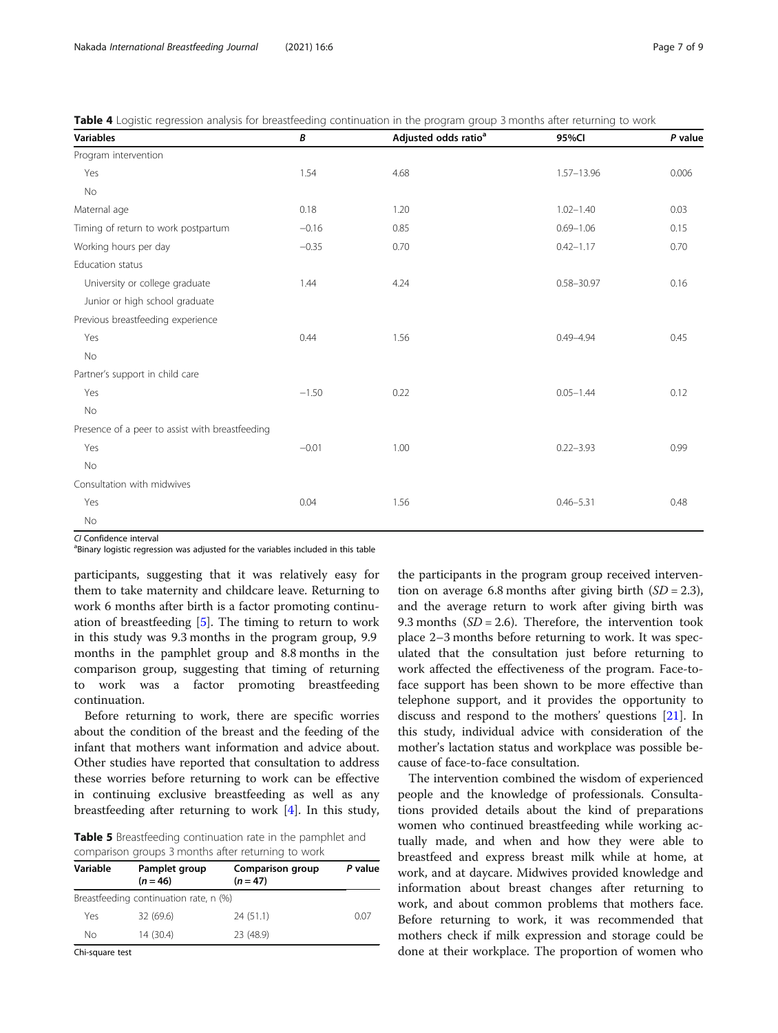**Table 4** Logistic regression analysis for breastfeeding continuation in the program group 3 months after returning to work

| Variables | *B* | Adjusted odds ratio[a] | 95%CI | *P* value |
|---|---|---|---|---|
| Program intervention | | | | |
| Yes | 1.54 | 4.68 | 1.57–13.96 | 0.006 |
| No | | | | |
| Maternal age | 0.18 | 1.20 | 1.02–1.40 | 0.03 |
| Timing of return to work postpartum | −0.16 | 0.85 | 0.69–1.06 | 0.15 |
| Working hours per day | −0.35 | 0.70 | 0.42–1.17 | 0.70 |
| Education status | | | | |
| University or college graduate | 1.44 | 4.24 | 0.58–30.97 | 0.16 |
| Junior or high school graduate | | | | |
| Previous breastfeeding experience | | | | |
| Yes | 0.44 | 1.56 | 0.49–4.94 | 0.45 |
| No | | | | |
| Partner's support in child care | | | | |
| Yes | −1.50 | 0.22 | 0.05–1.44 | 0.12 |
| No | | | | |
| Presence of a peer to assist with breastfeeding | | | | |
| Yes | −0.01 | 1.00 | 0.22–3.93 | 0.99 |
| No | | | | |
| Consultation with midwives | | | | |
| Yes | 0.04 | 1.56 | 0.46–5.31 | 0.48 |
| No | | | | |

*CI* Confidence interval
[a]Binary logistic regression was adjusted for the variables included in this table

participants, suggesting that it was relatively easy for them to take maternity and childcare leave. Returning to work 6 months after birth is a factor promoting continuation of breastfeeding [5]. The timing to return to work in this study was 9.3 months in the program group, 9.9 months in the pamphlet group and 8.8 months in the comparison group, suggesting that timing of returning to work was a factor promoting breastfeeding continuation.

Before returning to work, there are specific worries about the condition of the breast and the feeding of the infant that mothers want information and advice about. Other studies have reported that consultation to address these worries before returning to work can be effective in continuing exclusive breastfeeding as well as any breastfeeding after returning to work [4]. In this study,

**Table 5** Breastfeeding continuation rate in the pamphlet and comparison groups 3 months after returning to work

| Variable | Pamplet group ($n = 46$) | Comparison group ($n = 47$) | *P* value |
|---|---|---|---|
| Breastfeeding continuation rate, n (%) | | | |
| Yes | 32 (69.6) | 24 (51.1) | 0.07 |
| No | 14 (30.4) | 23 (48.9) | |

Chi-square test

the participants in the program group received intervention on average 6.8 months after giving birth ($SD = 2.3$), and the average return to work after giving birth was 9.3 months ($SD = 2.6$). Therefore, the intervention took place 2–3 months before returning to work. It was speculated that the consultation just before returning to work affected the effectiveness of the program. Face-to-face support has been shown to be more effective than telephone support, and it provides the opportunity to discuss and respond to the mothers' questions [21]. In this study, individual advice with consideration of the mother's lactation status and workplace was possible because of face-to-face consultation.

The intervention combined the wisdom of experienced people and the knowledge of professionals. Consultations provided details about the kind of preparations women who continued breastfeeding while working actually made, and when and how they were able to breastfeed and express breast milk while at home, at work, and at daycare. Midwives provided knowledge and information about breast changes after returning to work, and about common problems that mothers face. Before returning to work, it was recommended that mothers check if milk expression and storage could be done at their workplace. The proportion of women who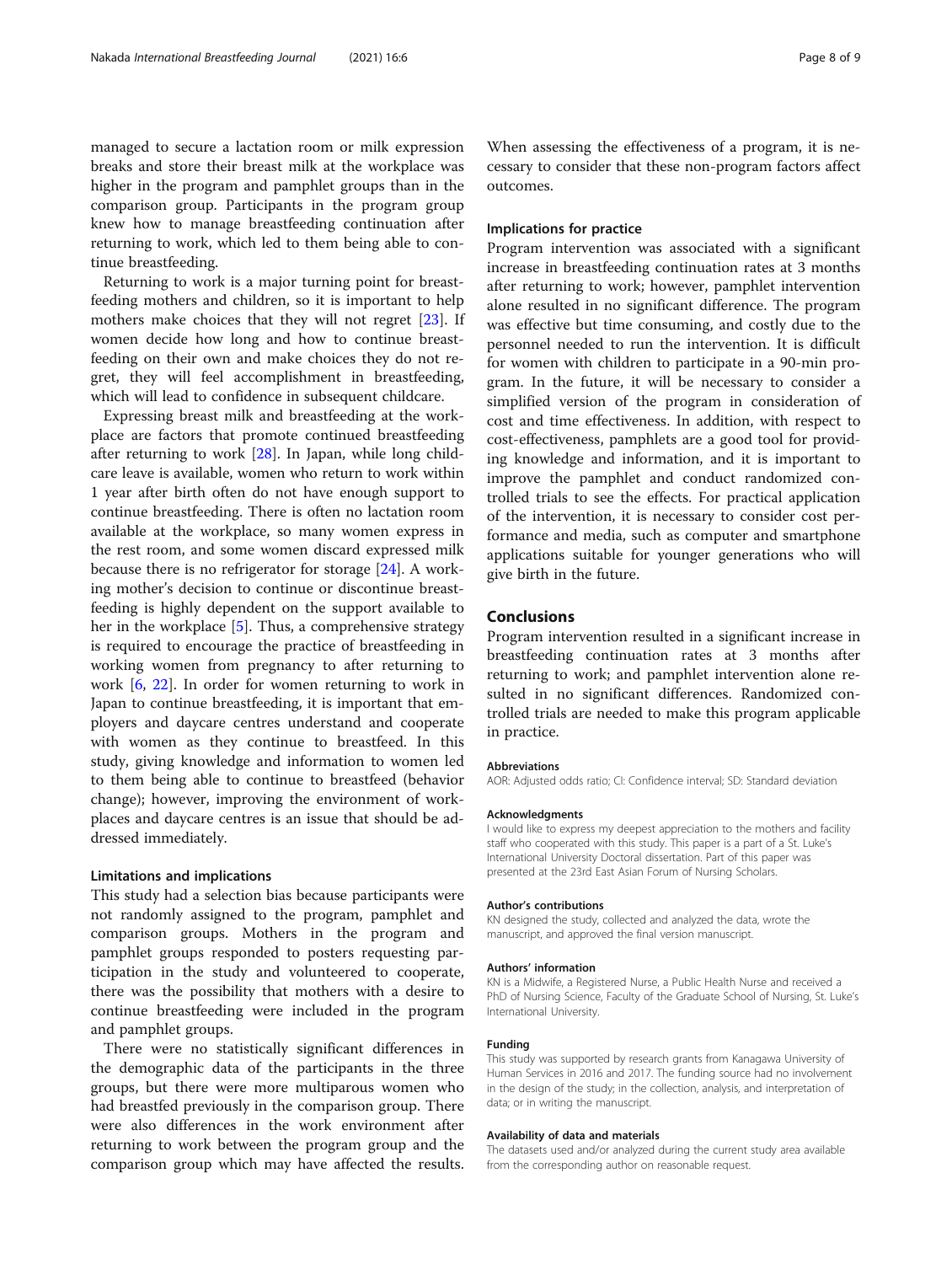managed to secure a lactation room or milk expression breaks and store their breast milk at the workplace was higher in the program and pamphlet groups than in the comparison group. Participants in the program group knew how to manage breastfeeding continuation after returning to work, which led to them being able to continue breastfeeding.

Returning to work is a major turning point for breastfeeding mothers and children, so it is important to help mothers make choices that they will not regret [23]. If women decide how long and how to continue breastfeeding on their own and make choices they do not regret, they will feel accomplishment in breastfeeding, which will lead to confidence in subsequent childcare.

Expressing breast milk and breastfeeding at the workplace are factors that promote continued breastfeeding after returning to work [28]. In Japan, while long childcare leave is available, women who return to work within 1 year after birth often do not have enough support to continue breastfeeding. There is often no lactation room available at the workplace, so many women express in the rest room, and some women discard expressed milk because there is no refrigerator for storage [24]. A working mother's decision to continue or discontinue breastfeeding is highly dependent on the support available to her in the workplace [5]. Thus, a comprehensive strategy is required to encourage the practice of breastfeeding in working women from pregnancy to after returning to work [6, 22]. In order for women returning to work in Japan to continue breastfeeding, it is important that employers and daycare centres understand and cooperate with women as they continue to breastfeed. In this study, giving knowledge and information to women led to them being able to continue to breastfeed (behavior change); however, improving the environment of workplaces and daycare centres is an issue that should be addressed immediately.

### Limitations and implications

This study had a selection bias because participants were not randomly assigned to the program, pamphlet and comparison groups. Mothers in the program and pamphlet groups responded to posters requesting participation in the study and volunteered to cooperate, there was the possibility that mothers with a desire to continue breastfeeding were included in the program and pamphlet groups.

There were no statistically significant differences in the demographic data of the participants in the three groups, but there were more multiparous women who had breastfed previously in the comparison group. There were also differences in the work environment after returning to work between the program group and the comparison group which may have affected the results. When assessing the effectiveness of a program, it is necessary to consider that these non-program factors affect outcomes.

### Implications for practice

Program intervention was associated with a significant increase in breastfeeding continuation rates at 3 months after returning to work; however, pamphlet intervention alone resulted in no significant difference. The program was effective but time consuming, and costly due to the personnel needed to run the intervention. It is difficult for women with children to participate in a 90-min program. In the future, it will be necessary to consider a simplified version of the program in consideration of cost and time effectiveness. In addition, with respect to cost-effectiveness, pamphlets are a good tool for providing knowledge and information, and it is important to improve the pamphlet and conduct randomized controlled trials to see the effects. For practical application of the intervention, it is necessary to consider cost performance and media, such as computer and smartphone applications suitable for younger generations who will give birth in the future.

## Conclusions

Program intervention resulted in a significant increase in breastfeeding continuation rates at 3 months after returning to work; and pamphlet intervention alone resulted in no significant differences. Randomized controlled trials are needed to make this program applicable in practice.

#### Abbreviations

AOR: Adjusted odds ratio; CI: Confidence interval; SD: Standard deviation

#### Acknowledgments

I would like to express my deepest appreciation to the mothers and facility staff who cooperated with this study. This paper is a part of a St. Luke's International University Doctoral dissertation. Part of this paper was presented at the 23rd East Asian Forum of Nursing Scholars.

#### Author's contributions

KN designed the study, collected and analyzed the data, wrote the manuscript, and approved the final version manuscript.

#### Authors' information

KN is a Midwife, a Registered Nurse, a Public Health Nurse and received a PhD of Nursing Science, Faculty of the Graduate School of Nursing, St. Luke's International University.

#### Funding

This study was supported by research grants from Kanagawa University of Human Services in 2016 and 2017. The funding source had no involvement in the design of the study; in the collection, analysis, and interpretation of data; or in writing the manuscript.

#### Availability of data and materials

The datasets used and/or analyzed during the current study area available from the corresponding author on reasonable request.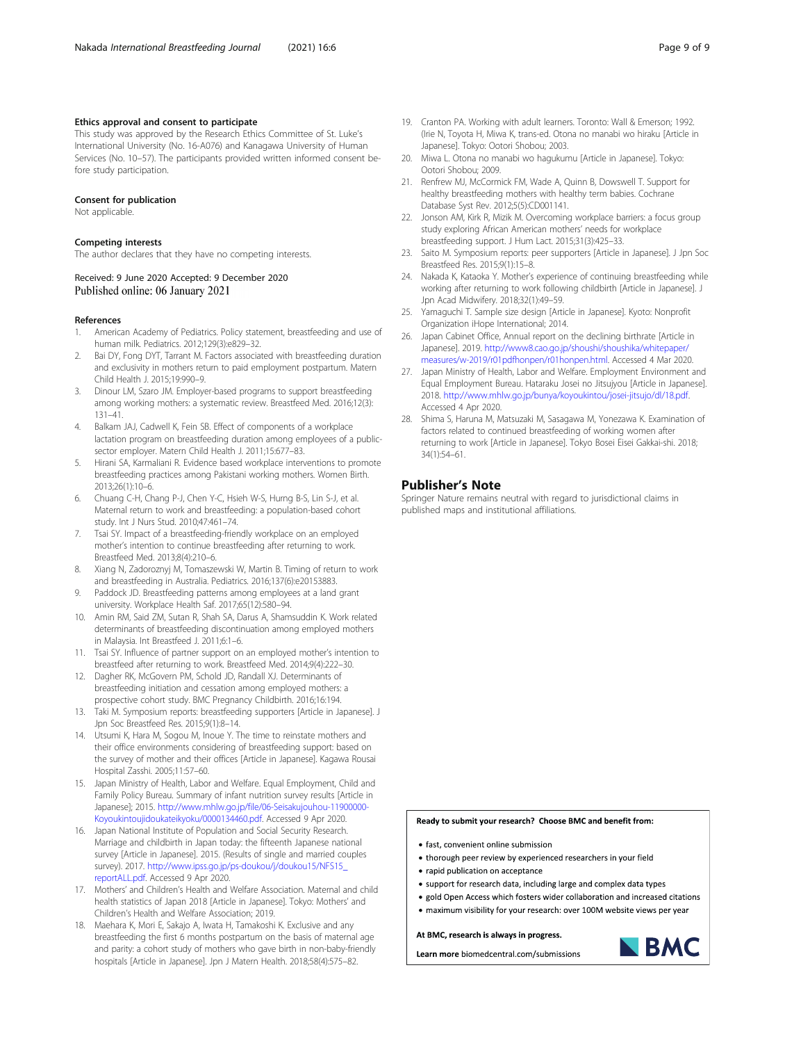#### Ethics approval and consent to participate

This study was approved by the Research Ethics Committee of St. Luke's International University (No. 16-A076) and Kanagawa University of Human Services (No. 10–57). The participants provided written informed consent before study participation.

#### Consent for publication

Not applicable.

#### Competing interests

The author declares that they have no competing interests.

Received: 9 June 2020 Accepted: 9 December 2020
Published online: 06 January 2021

#### References

1. American Academy of Pediatrics. Policy statement, breastfeeding and use of human milk. Pediatrics. 2012;129(3):e829–32.
2. Bai DY, Fong DYT, Tarrant M. Factors associated with breastfeeding duration and exclusivity in mothers return to paid employment postpartum. Matern Child Health J. 2015;19:990–9.
3. Dinour LM, Szaro JM. Employer-based programs to support breastfeeding among working mothers: a systematic review. Breastfeed Med. 2016;12(3):131–41.
4. Balkam JAJ, Cadwell K, Fein SB. Effect of components of a workplace lactation program on breastfeeding duration among employees of a public-sector employer. Matern Child Health J. 2011;15:677–83.
5. Hirani SA, Karmaliani R. Evidence based workplace interventions to promote breastfeeding practices among Pakistani working mothers. Women Birth. 2013;26(1):10–6.
6. Chuang C-H, Chang P-J, Chen Y-C, Hsieh W-S, Hurng B-S, Lin S-J, et al. Maternal return to work and breastfeeding: a population-based cohort study. Int J Nurs Stud. 2010;47:461–74.
7. Tsai SY. Impact of a breastfeeding-friendly workplace on an employed mother's intention to continue breastfeeding after returning to work. Breastfeed Med. 2013;8(4):210–6.
8. Xiang N, Zadoroznyj M, Tomaszewski W, Martin B. Timing of return to work and breastfeeding in Australia. Pediatrics. 2016;137(6):e20153883.
9. Paddock JD. Breastfeeding patterns among employees at a land grant university. Workplace Health Saf. 2017;65(12):580–94.
10. Amin RM, Said ZM, Sutan R, Shah SA, Darus A, Shamsuddin K. Work related determinants of breastfeeding discontinuation among employed mothers in Malaysia. Int Breastfeed J. 2011;6:1–6.
11. Tsai SY. Influence of partner support on an employed mother's intention to breastfeed after returning to work. Breastfeed Med. 2014;9(4):222–30.
12. Dagher RK, McGovern PM, Schold JD, Randall XJ. Determinants of breastfeeding initiation and cessation among employed mothers: a prospective cohort study. BMC Pregnancy Childbirth. 2016;16:194.
13. Taki M. Symposium reports: breastfeeding supporters [Article in Japanese]. J Jpn Soc Breastfeed Res. 2015;9(1):8–14.
14. Utsumi K, Hara M, Sogou M, Inoue Y. The time to reinstate mothers and their office environments considering of breastfeeding support: based on the survey of mother and their offices [Article in Japanese]. Kagawa Rousai Hospital Zasshi. 2005;11:57–60.
15. Japan Ministry of Health, Labor and Welfare. Equal Employment, Child and Family Policy Bureau. Summary of infant nutrition survey results [Article in Japanese]; 2015. http://www.mhlw.go.jp/file/06-Seisakujouhou-11900000-Koyoukintoujidoukateikyoku/0000134460.pdf. Accessed 9 Apr 2020.
16. Japan National Institute of Population and Social Security Research. Marriage and childbirth in Japan today: the fifteenth Japanese national survey [Article in Japanese]. 2015. (Results of single and married couples survey). 2017. http://www.ipss.go.jp/ps-doukou/j/doukou15/NFS15_reportALL.pdf. Accessed 9 Apr 2020.
17. Mothers' and Children's Health and Welfare Association. Maternal and child health statistics of Japan 2018 [Article in Japanese]. Tokyo: Mothers' and Children's Health and Welfare Association; 2019.
18. Maehara K, Mori E, Sakajo A, Iwata H, Tamakoshi K. Exclusive and any breastfeeding the first 6 months postpartum on the basis of maternal age and parity: a cohort study of mothers who gave birth in non-baby-friendly hospitals [Article in Japanese]. Jpn J Matern Health. 2018;58(4):575–82.
19. Cranton PA. Working with adult learners. Toronto: Wall & Emerson; 1992. (Irie N, Toyota H, Miwa K, trans-ed. Otona no manabi wo hiraku [Article in Japanese]. Tokyo: Ootori Shobou; 2003.
20. Miwa L. Otona no manabi wo hagukumu [Article in Japanese]. Tokyo: Ootori Shobou; 2009.
21. Renfrew MJ, McCormick FM, Wade A, Quinn B, Dowswell T. Support for healthy breastfeeding mothers with healthy term babies. Cochrane Database Syst Rev. 2012;5(5):CD001141.
22. Jonson AM, Kirk R, Mizik M. Overcoming workplace barriers: a focus group study exploring African American mothers' needs for workplace breastfeeding support. J Hum Lact. 2015;31(3):425–33.
23. Saito M. Symposium reports: peer supporters [Article in Japanese]. J Jpn Soc Breastfeed Res. 2015;9(1):15–8.
24. Nakada K, Kataoka Y. Mother's experience of continuing breastfeeding while working after returning to work following childbirth [Article in Japanese]. J Jpn Acad Midwifery. 2018;32(1):49–59.
25. Yamaguchi T. Sample size design [Article in Japanese]. Kyoto: Nonprofit Organization iHope International; 2014.
26. Japan Cabinet Office, Annual report on the declining birthrate [Article in Japanese]. 2019. http://www8.cao.go.jp/shoushi/shoushika/whitepaper/measures/w-2019/r01pdfhonpen/r01honpen.html. Accessed 4 Mar 2020.
27. Japan Ministry of Health, Labor and Welfare. Employment Environment and Equal Employment Bureau. Hataraku Josei no Jitsujyou [Article in Japanese]. 2018. http://www.mhlw.go.jp/bunya/koyoukintou/josei-jitsujo/dl/18.pdf. Accessed 4 Apr 2020.
28. Shima S, Haruna M, Matsuzaki M, Sasagawa M, Yonezawa K. Examination of factors related to continued breastfeeding of working women after returning to work [Article in Japanese]. Tokyo Bosei Eisei Gakkai-shi. 2018; 34(1):54–61.

## Publisher's Note

Springer Nature remains neutral with regard to jurisdictional claims in published maps and institutional affiliations.

**Ready to submit your research? Choose BMC and benefit from:**

- fast, convenient online submission
- thorough peer review by experienced researchers in your field
- rapid publication on acceptance
- support for research data, including large and complex data types
- gold Open Access which fosters wider collaboration and increased citations
- maximum visibility for your research: over 100M website views per year

**At BMC, research is always in progress.**

**Learn more** biomedcentral.com/submissions

BMC